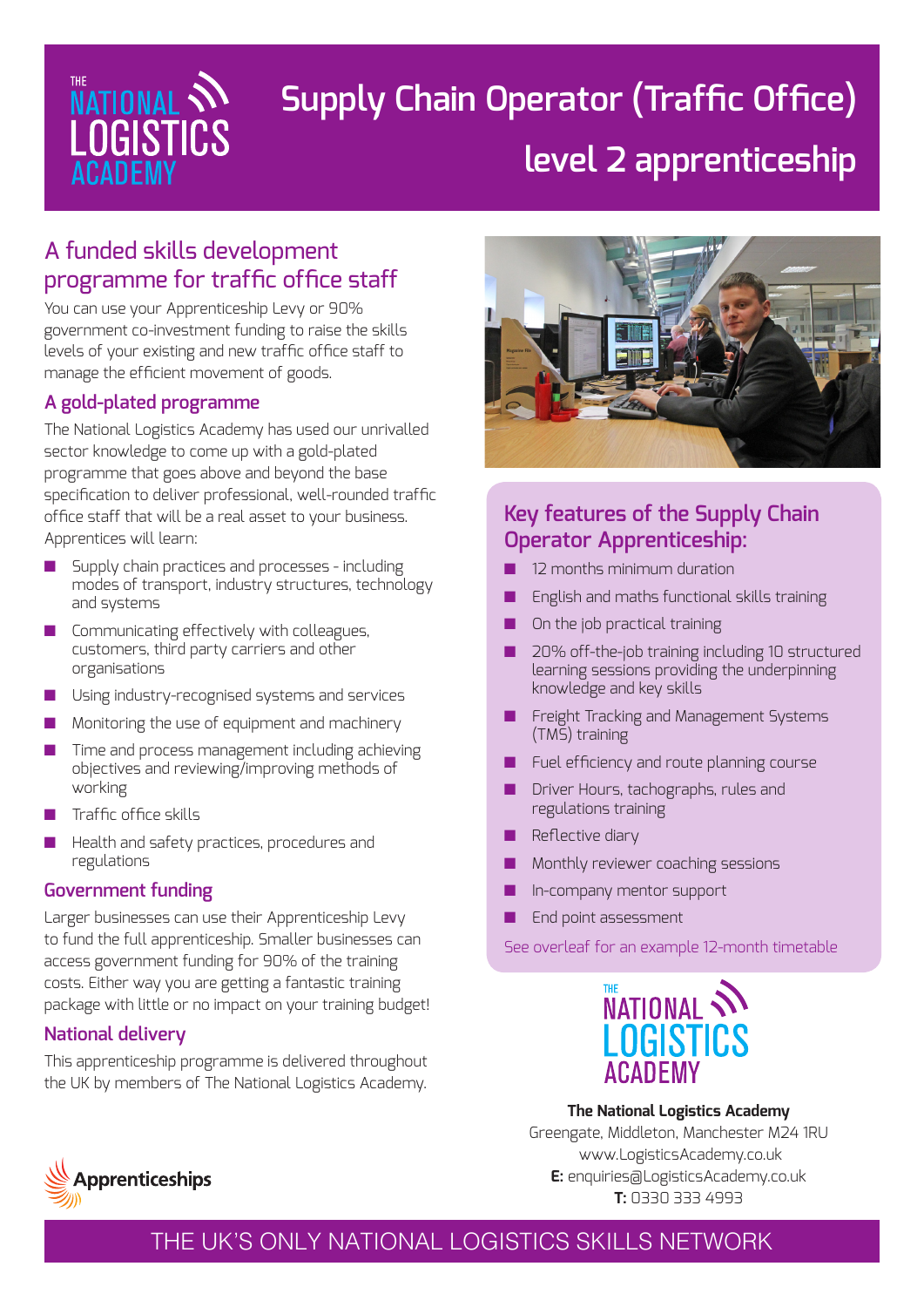# Supply Chain Operator (Traffic Office) level 2 apprenticeship

## A funded skills development programme for traffic office staff

You can use your Apprenticeship Levy or 90% government co-investment funding to raise the skills levels of your existing and new traffic office staff to manage the efficient movement of goods.

### A gold-plated programme

The National Logistics Academy has used our unrivalled sector knowledge to come up with a gold-plated programme that goes above and beyond the base specification to deliver professional, well-rounded traffic office staff that will be a real asset to your business. Apprentices will learn:

- Supply chain practices and processes - including modes of transport, industry structures, technology and systems
- Communicating effectively with colleagues, customers, third party carriers and other organisations
- Using industry-recognised systems and services
- Monitoring the use of equipment and machinery
- Time and process management including achieving objectives and reviewing/improving methods of working
- Traffic office skills
- Health and safety practices, procedures and regulations

### Government funding

Larger businesses can use their Apprenticeship Levy to fund the full apprenticeship. Smaller businesses can access government funding for 90% of the training costs. Either way you are getting a fantastic training package with little or no impact on your training budget!

### National delivery

This apprenticeship programme is delivered throughout the UK by members of The National Logistics Academy.

## Key features of the Supply Chain Operator Apprenticeship:

- 12 months minimum duration
- English and maths functional skills training
- On the job practical training
- 20% off-the-job training including 10 structured learning sessions providing the underpinning knowledge and key skills
- Freight Tracking and Management Systems (TMS) training
- Fuel efficiency and route planning course
- Driver Hours, tachographs, rules and regulations training
- Reflective diary
- Monthly reviewer coaching sessions
- In-company mentor support
- End point assessment

See overleaf for an example 12-month timetable

Apprenticeships

**The National Logistics Academy**
Greengate, Middleton, Manchester M24 1RU
www.LogisticsAcademy.co.uk
**E:** enquiries@LogisticsAcademy.co.uk
**T:** 0330 333 4993

THE UK'S ONLY NATIONAL LOGISTICS SKILLS NETWORK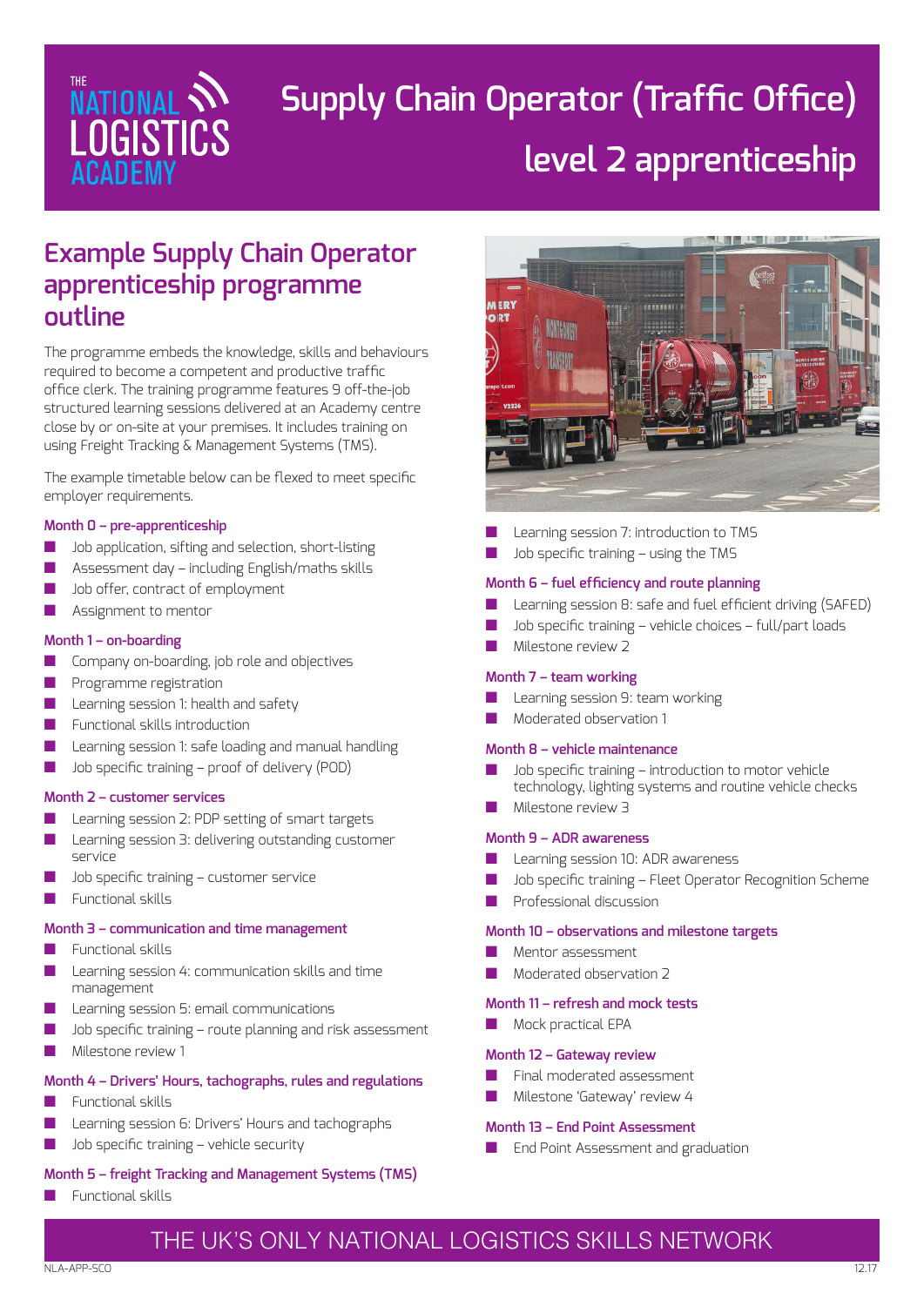# Supply Chain Operator (Traffic Office) level 2 apprenticeship

## Example Supply Chain Operator apprenticeship programme outline

The programme embeds the knowledge, skills and behaviours required to become a competent and productive traffic office clerk. The training programme features 9 off-the-job structured learning sessions delivered at an Academy centre close by or on-site at your premises. It includes training on using Freight Tracking & Management Systems (TMS).

The example timetable below can be flexed to meet specific employer requirements.

### Month 0 – pre-apprenticeship

- Job application, sifting and selection, short-listing
- Assessment day – including English/maths skills
- Job offer, contract of employment
- Assignment to mentor

### Month 1 – on-boarding

- Company on-boarding, job role and objectives
- Programme registration
- Learning session 1: health and safety
- Functional skills introduction
- Learning session 1: safe loading and manual handling
- Job specific training – proof of delivery (POD)

### Month 2 – customer services

- Learning session 2: PDP setting of smart targets
- Learning session 3: delivering outstanding customer service
- Job specific training – customer service
- Functional skills

### Month 3 – communication and time management

- Functional skills
- Learning session 4: communication skills and time management
- Learning session 5: email communications
- Job specific training – route planning and risk assessment
- Milestone review 1

### Month 4 – Drivers' Hours, tachographs, rules and regulations

- Functional skills
- Learning session 6: Drivers' Hours and tachographs
- Job specific training – vehicle security

### Month 5 – freight Tracking and Management Systems (TMS)

- Functional skills
- Learning session 7: introduction to TMS
- Job specific training – using the TMS

### Month 6 – fuel efficiency and route planning

- Learning session 8: safe and fuel efficient driving (SAFED)
- Job specific training – vehicle choices – full/part loads
- Milestone review 2

### Month 7 – team working

- Learning session 9: team working
- Moderated observation 1

### Month 8 – vehicle maintenance

- Job specific training – introduction to motor vehicle technology, lighting systems and routine vehicle checks
- Milestone review 3

### Month 9 – ADR awareness

- Learning session 10: ADR awareness
- Job specific training – Fleet Operator Recognition Scheme
- Professional discussion

### Month 10 – observations and milestone targets

- Mentor assessment
- Moderated observation 2

### Month 11 – refresh and mock tests

- Mock practical EPA

### Month 12 – Gateway review

- Final moderated assessment
- Milestone 'Gateway' review 4

### Month 13 – End Point Assessment

- End Point Assessment and graduation

THE UK'S ONLY NATIONAL LOGISTICS SKILLS NETWORK

NLA-APP-SCO 12.17